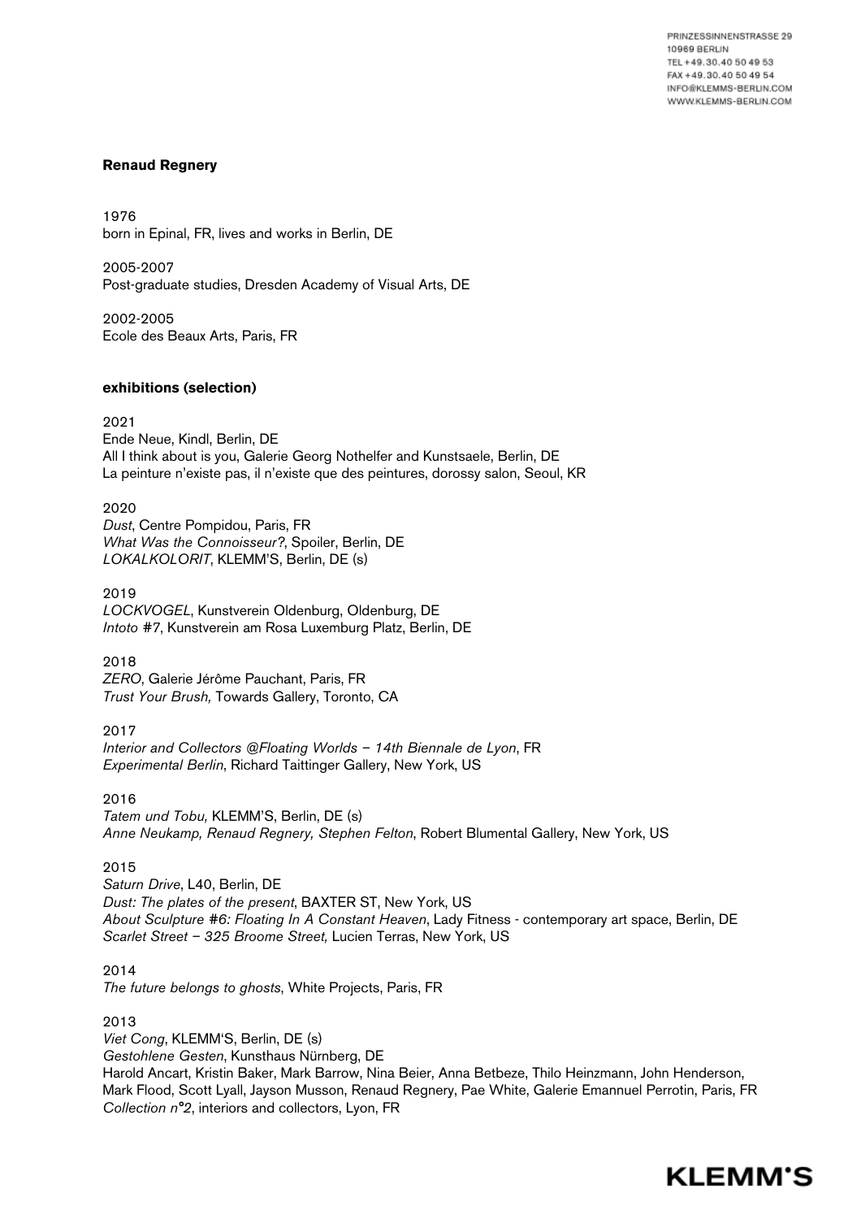PRINZESSINNENSTRASSE 29
10969 BERLIN
TEL +49.30.40 50 49 53
FAX +49.30.40 50 49 54
INFO@KLEMMS-BERLIN.COM
WWW.KLEMMS-BERLIN.COM

**Renaud Regnery**

1976
born in Epinal, FR, lives and works in Berlin, DE

2005-2007
Post-graduate studies, Dresden Academy of Visual Arts, DE

2002-2005
Ecole des Beaux Arts, Paris, FR

**exhibitions (selection)**

2021
Ende Neue, Kindl, Berlin, DE
All I think about is you, Galerie Georg Nothelfer and Kunstsaele, Berlin, DE
La peinture n'existe pas, il n'existe que des peintures, dorossy salon, Seoul, KR

2020
*Dust*, Centre Pompidou, Paris, FR
*What Was the Connoisseur?*, Spoiler, Berlin, DE
*LOKALKOLORIT*, KLEMM'S, Berlin, DE (s)

2019
*LOCKVOGEL*, Kunstverein Oldenburg, Oldenburg, DE
*Intoto* #7, Kunstverein am Rosa Luxemburg Platz, Berlin, DE

2018
*ZERO*, Galerie Jérôme Pauchant, Paris, FR
*Trust Your Brush,* Towards Gallery, Toronto, CA

2017
*Interior and Collectors @Floating Worlds – 14th Biennale de Lyon*, FR
*Experimental Berlin*, Richard Taittinger Gallery, New York, US

2016
*Tatem und Tobu,* KLEMM'S, Berlin, DE (s)
*Anne Neukamp, Renaud Regnery, Stephen Felton*, Robert Blumental Gallery, New York, US

2015
*Saturn Drive*, L40, Berlin, DE
*Dust: The plates of the present*, BAXTER ST, New York, US
*About Sculpture #6: Floating In A Constant Heaven*, Lady Fitness - contemporary art space, Berlin, DE
*Scarlet Street – 325 Broome Street,* Lucien Terras, New York, US

2014
*The future belongs to ghosts*, White Projects, Paris, FR

2013
*Viet Cong*, KLEMM'S, Berlin, DE (s)
*Gestohlene Gesten*, Kunsthaus Nürnberg, DE
Harold Ancart, Kristin Baker, Mark Barrow, Nina Beier, Anna Betbeze, Thilo Heinzmann, John Henderson, Mark Flood, Scott Lyall, Jayson Musson, Renaud Regnery, Pae White, Galerie Emannuel Perrotin, Paris, FR
*Collection n°2*, interiors and collectors, Lyon, FR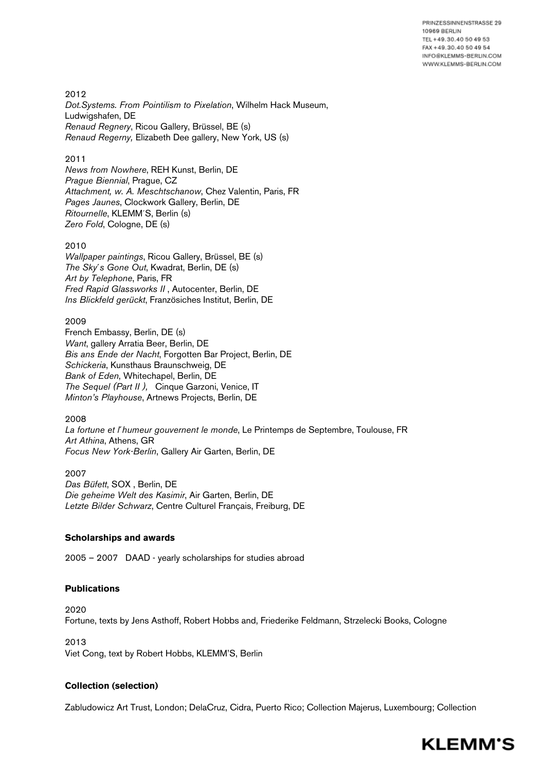2012
*Dot.Systems. From Pointilism to Pixelation*, Wilhelm Hack Museum, Ludwigshafen, DE
*Renaud Regnery*, Ricou Gallery, Brüssel, BE (s)
*Renaud Regerny,* Elizabeth Dee gallery, New York, US (s)

2011
*News from Nowhere*, REH Kunst, Berlin, DE
*Prague Biennial*, Prague, CZ
*Attachment, w. A. Meschtschanow*, Chez Valentin, Paris, FR
*Pages Jaunes*, Clockwork Gallery, Berlin, DE
*Ritournelle*, KLEMM´S, Berlin (s)
*Zero Fold*, Cologne, DE (s)

2010
*Wallpaper paintings*, Ricou Gallery, Brüssel, BE (s)
*The Sky´s Gone Out*, Kwadrat, Berlin, DE (s)
*Art by Telephone*, Paris, FR
*Fred Rapid Glassworks II* , Autocenter, Berlin, DE
*Ins Blickfeld gerückt*, Französiches Institut, Berlin, DE

2009
French Embassy, Berlin, DE (s)
*Want*, gallery Arratia Beer, Berlin, DE
*Bis ans Ende der Nacht*, Forgotten Bar Project, Berlin, DE
*Schickeria*, Kunsthaus Braunschweig, DE
*Bank of Eden*, Whitechapel, Berlin, DE
*The Sequel (Part II ),* Cinque Garzoni, Venice, IT
*Minton's Playhouse*, Artnews Projects, Berlin, DE

2008
*La fortune et l´humeur gouvernent le monde*, Le Printemps de Septembre, Toulouse, FR
*Art Athina*, Athens, GR
*Focus New York-Berlin*, Gallery Air Garten, Berlin, DE

2007
*Das Büfett*, SOX , Berlin, DE
*Die geheime Welt des Kasimir*, Air Garten, Berlin, DE
*Letzte Bilder Schwarz*, Centre Culturel Français, Freiburg, DE

**Scholarships and awards**

2005 – 2007 DAAD - yearly scholarships for studies abroad

**Publications**

2020
Fortune, texts by Jens Asthoff, Robert Hobbs and, Friederike Feldmann, Strzelecki Books, Cologne

2013
Viet Cong, text by Robert Hobbs, KLEMM'S, Berlin

**Collection (selection)**

Zabludowicz Art Trust, London; DelaCruz, Cidra, Puerto Rico; Collection Majerus, Luxembourg; Collection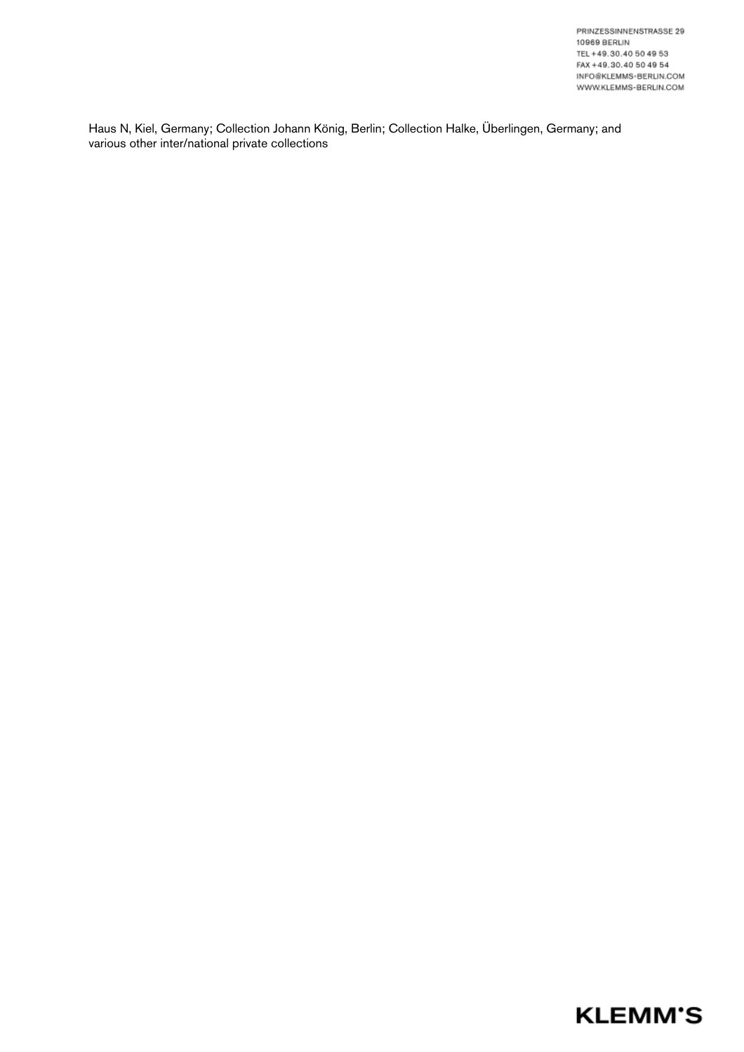Haus N, Kiel, Germany; Collection Johann König, Berlin; Collection Halke, Überlingen, Germany; and various other inter/national private collections